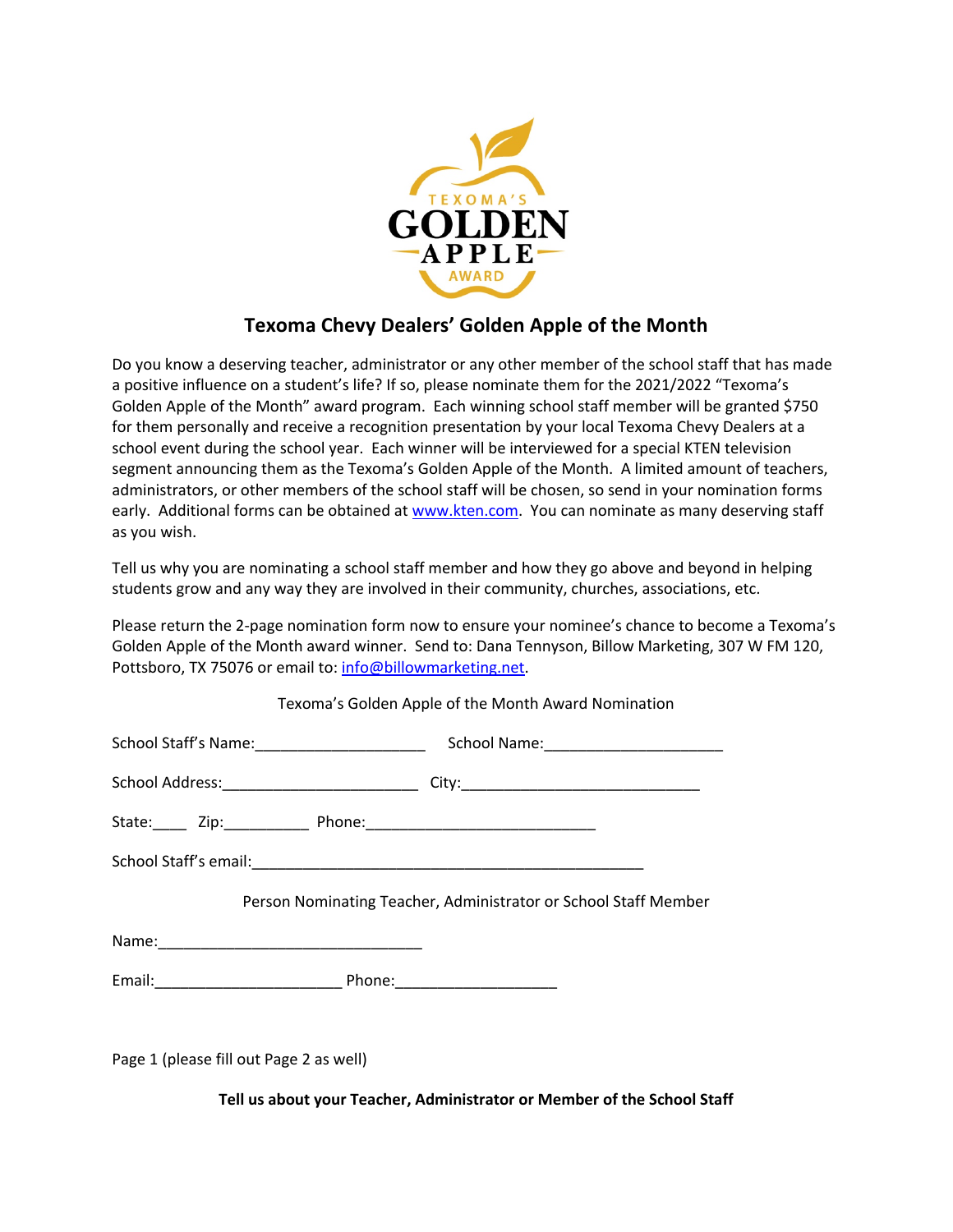TEXOMA'S GOLDEN APPLE AWARD

## Texoma Chevy Dealers' Golden Apple of the Month

Do you know a deserving teacher, administrator or any other member of the school staff that has made a positive influence on a student's life? If so, please nominate them for the 2021/2022 "Texoma's Golden Apple of the Month" award program. Each winning school staff member will be granted $750 for them personally and receive a recognition presentation by your local Texoma Chevy Dealers at a school event during the school year. Each winner will be interviewed for a special KTEN television segment announcing them as the Texoma's Golden Apple of the Month. A limited amount of teachers, administrators, or other members of the school staff will be chosen, so send in your nomination forms early. Additional forms can be obtained at www.kten.com. You can nominate as many deserving staff as you wish.

Tell us why you are nominating a school staff member and how they go above and beyond in helping students grow and any way they are involved in their community, churches, associations, etc.

Please return the 2-page nomination form now to ensure your nominee's chance to become a Texoma's Golden Apple of the Month award winner. Send to: Dana Tennyson, Billow Marketing, 307 W FM 120, Pottsboro, TX 75076 or email to: info@billowmarketing.net.

Texoma's Golden Apple of the Month Award Nomination

School Staff's Name:____________________ School Name:_____________________

School Address:_______________________ City:____________________________

State:____ Zip:__________ Phone:___________________________

School Staff's email:_______________________________________________

Person Nominating Teacher, Administrator or School Staff Member

Name:_______________________________

Email:______________________ Phone:___________________

Page 1 (please fill out Page 2 as well)

**Tell us about your Teacher, Administrator or Member of the School Staff**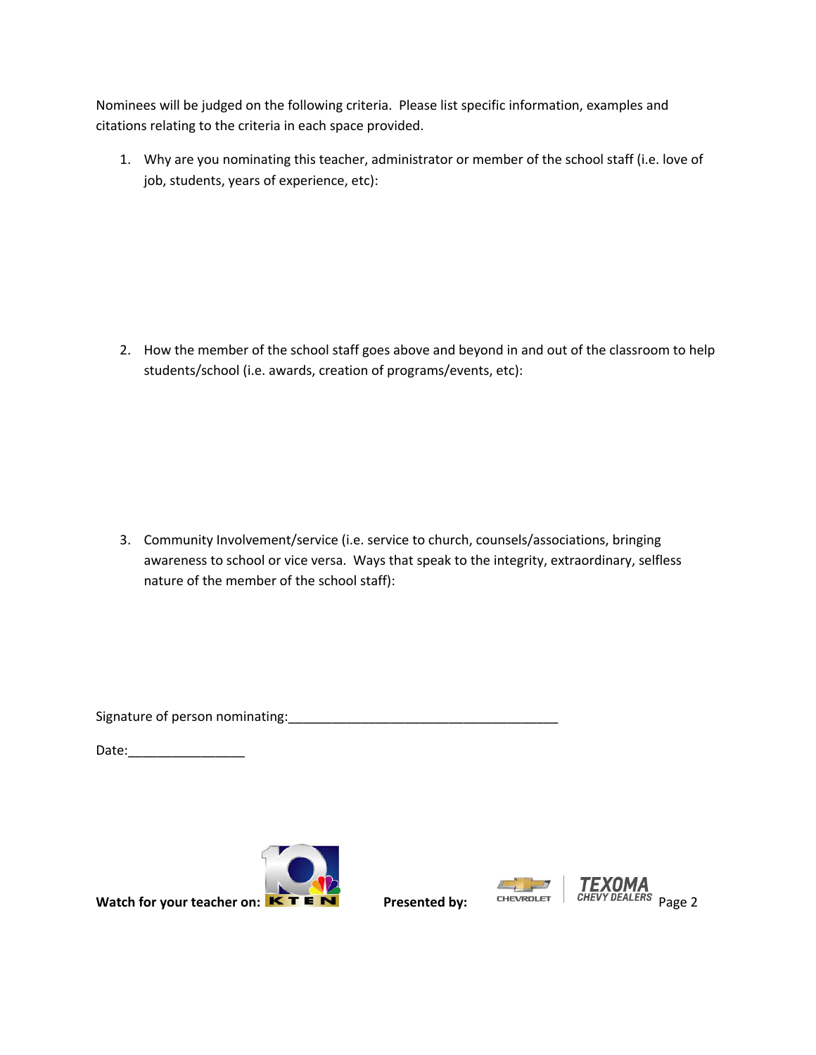Nominees will be judged on the following criteria. Please list specific information, examples and citations relating to the criteria in each space provided.

1. Why are you nominating this teacher, administrator or member of the school staff (i.e. love of job, students, years of experience, etc):

2. How the member of the school staff goes above and beyond in and out of the classroom to help students/school (i.e. awards, creation of programs/events, etc):

3. Community Involvement/service (i.e. service to church, counsels/associations, bringing awareness to school or vice versa. Ways that speak to the integrity, extraordinary, selfless nature of the member of the school staff):

Signature of person nominating:______________________________________

Date:________________

**Watch for your teacher on:** KTEN **Presented by:** CHEVROLET TEXOMA CHEVY DEALERS